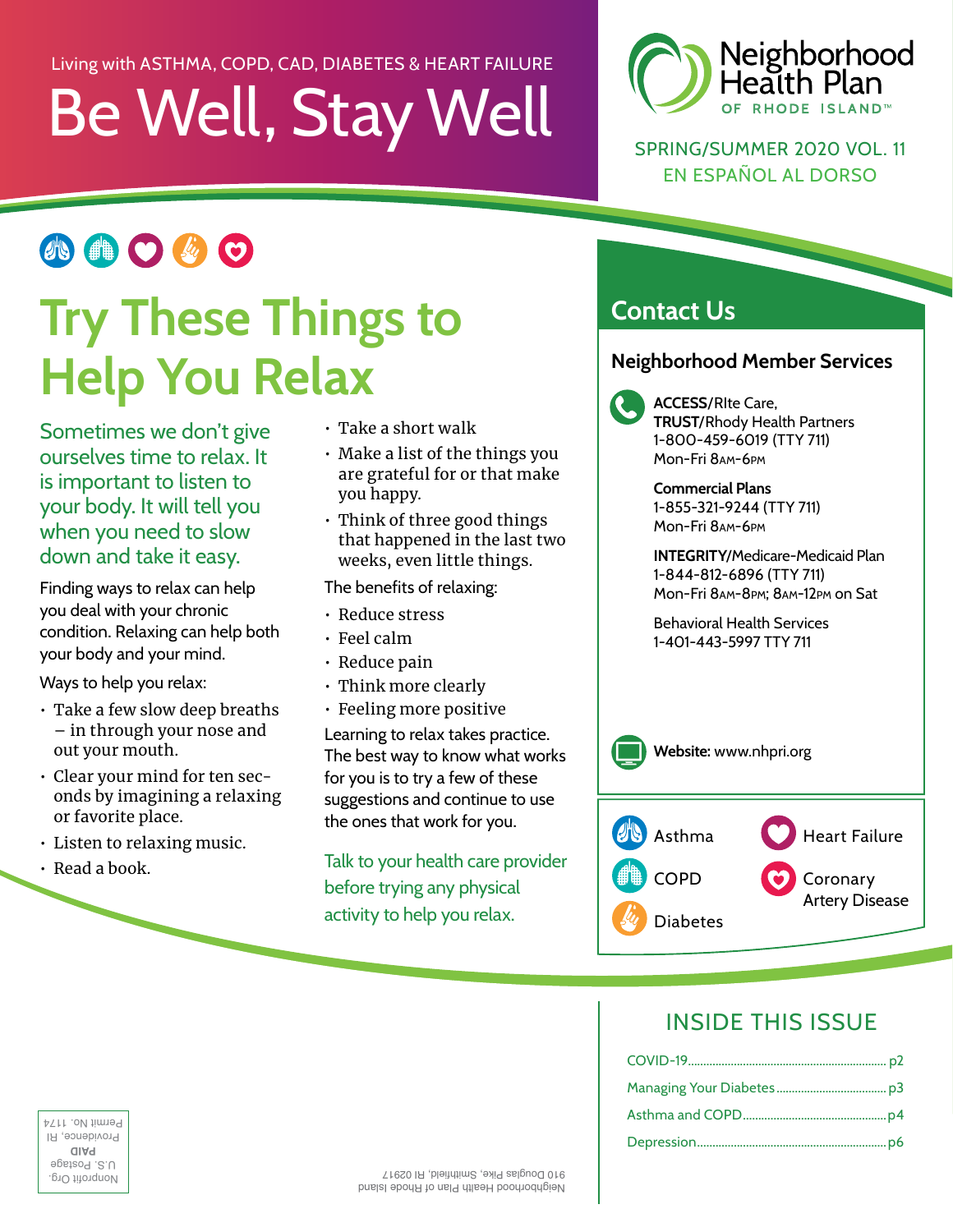Living with ASTHMA, COPD, CAD, DIABETES & HEART FAILURE

# Be Well, Stay Well

Neighborhood Health Plan OF RHODE ISLAND™

SPRING/SUMMER 2020 VOL. 11

EN ESPAÑOL AL DORSO

## Try These Things to Help You Relax

Sometimes we don't give ourselves time to relax. It is important to listen to your body. It will tell you when you need to slow down and take it easy.

Finding ways to relax can help you deal with your chronic condition. Relaxing can help both your body and your mind.

Ways to help you relax:

- Take a few slow deep breaths – in through your nose and out your mouth.
- Clear your mind for ten seconds by imagining a relaxing or favorite place.
- Listen to relaxing music.
- Read a book.
- Take a short walk
- Make a list of the things you are grateful for or that make you happy.
- Think of three good things that happened in the last two weeks, even little things.

The benefits of relaxing:

- Reduce stress
- Feel calm
- Reduce pain
- Think more clearly
- Feeling more positive

Learning to relax takes practice. The best way to know what works for you is to try a few of these suggestions and continue to use the ones that work for you.

Talk to your health care provider before trying any physical activity to help you relax.

## Contact Us

### Neighborhood Member Services

**ACCESS**/RIte Care, **TRUST**/Rhody Health Partners
1-800-459-6019 (TTY 711)
Mon-Fri 8AM-6PM

**Commercial Plans**
1-855-321-9244 (TTY 711)
Mon-Fri 8AM-6PM

**INTEGRITY**/Medicare-Medicaid Plan
1-844-812-6896 (TTY 711)
Mon-Fri 8AM-8PM; 8AM-12PM on Sat

Behavioral Health Services
1-401-443-5997 TTY 711

**Website:** www.nhpri.org

Asthma
COPD
Diabetes
Heart Failure
Coronary Artery Disease

## INSIDE THIS ISSUE

- COVID-19 ........ p2
- Managing Your Diabetes ........ p3
- Asthma and COPD ........ p4
- Depression ........ p6

Neighborhood Health Plan of Rhode Island
910 Douglas Pike, Smithfield, RI 02917

Nonprofit Org.
U.S. Postage
**PAID**
Providence, RI
Permit No. 1174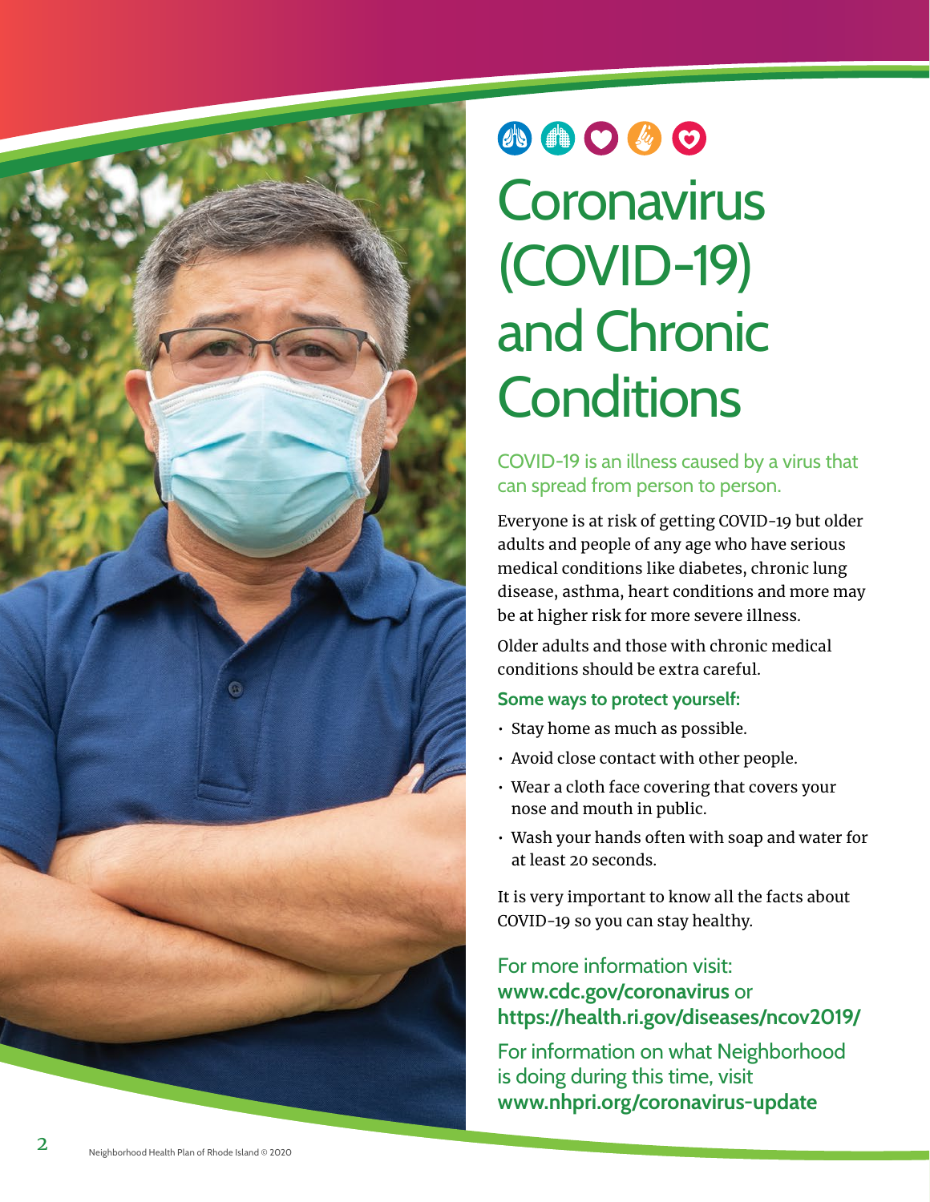# Coronavirus (COVID-19) and Chronic Conditions

COVID-19 is an illness caused by a virus that can spread from person to person.

Everyone is at risk of getting COVID-19 but older adults and people of any age who have serious medical conditions like diabetes, chronic lung disease, asthma, heart conditions and more may be at higher risk for more severe illness.

Older adults and those with chronic medical conditions should be extra careful.

**Some ways to protect yourself:**

- Stay home as much as possible.
- Avoid close contact with other people.
- Wear a cloth face covering that covers your nose and mouth in public.
- Wash your hands often with soap and water for at least 20 seconds.

It is very important to know all the facts about COVID-19 so you can stay healthy.

For more information visit:
**www.cdc.gov/coronavirus** or
**https://health.ri.gov/diseases/ncov2019/**

For information on what Neighborhood is doing during this time, visit
**www.nhpri.org/coronavirus-update**

Neighborhood Health Plan of Rhode Island © 2020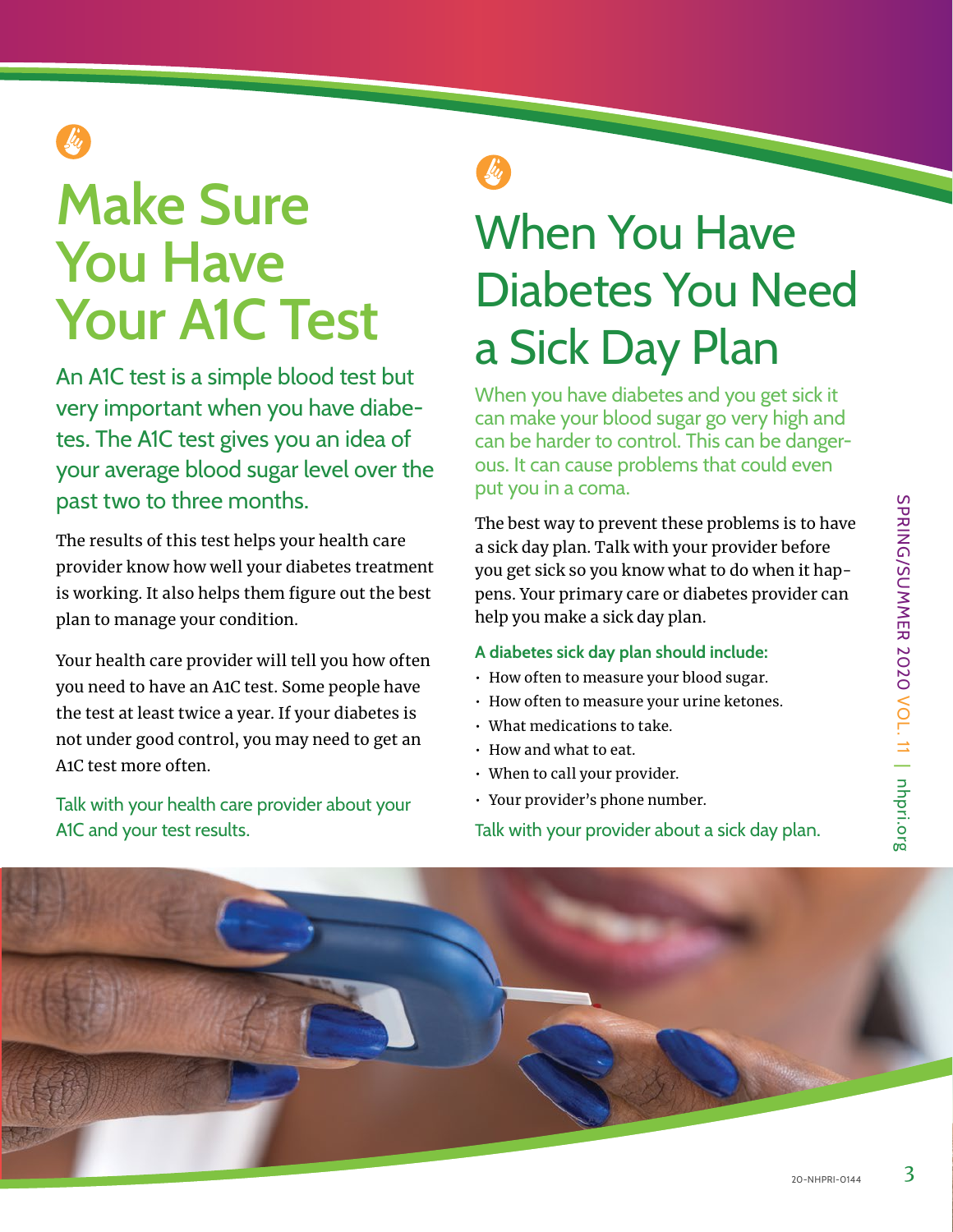# Make Sure You Have Your A1C Test

An A1C test is a simple blood test but very important when you have diabetes. The A1C test gives you an idea of your average blood sugar level over the past two to three months.

The results of this test helps your health care provider know how well your diabetes treatment is working. It also helps them figure out the best plan to manage your condition.

Your health care provider will tell you how often you need to have an A1C test. Some people have the test at least twice a year. If your diabetes is not under good control, you may need to get an A1C test more often.

Talk with your health care provider about your A1C and your test results.

# When You Have Diabetes You Need a Sick Day Plan

When you have diabetes and you get sick it can make your blood sugar go very high and can be harder to control. This can be dangerous. It can cause problems that could even put you in a coma.

The best way to prevent these problems is to have a sick day plan. Talk with your provider before you get sick so you know what to do when it happens. Your primary care or diabetes provider can help you make a sick day plan.

**A diabetes sick day plan should include:**

- How often to measure your blood sugar.
- How often to measure your urine ketones.
- What medications to take.
- How and what to eat.
- When to call your provider.
- Your provider's phone number.

Talk with your provider about a sick day plan.

20-NHPRI-0144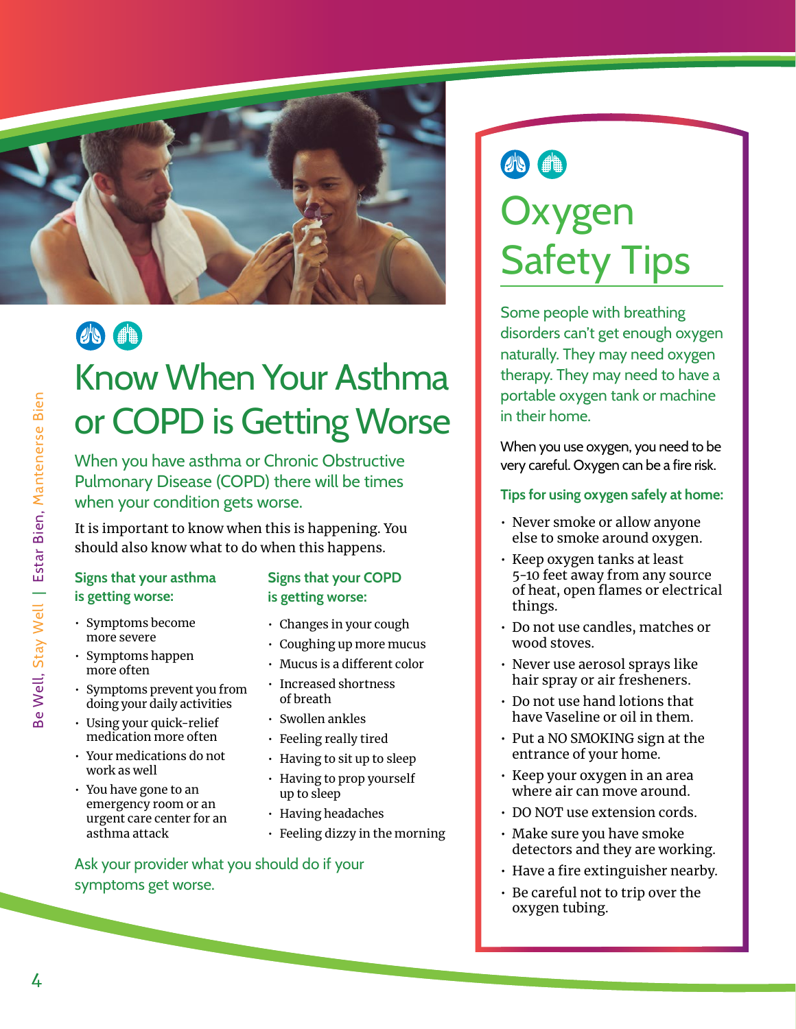# Know When Your Asthma or COPD is Getting Worse

When you have asthma or Chronic Obstructive Pulmonary Disease (COPD) there will be times when your condition gets worse.

It is important to know when this is happening. You should also know what to do when this happens.

### Signs that your asthma is getting worse:

- Symptoms become more severe
- Symptoms happen more often
- Symptoms prevent you from doing your daily activities
- Using your quick-relief medication more often
- Your medications do not work as well
- You have gone to an emergency room or an urgent care center for an asthma attack

### Signs that your COPD is getting worse:

- Changes in your cough
- Coughing up more mucus
- Mucus is a different color
- Increased shortness of breath
- Swollen ankles
- Feeling really tired
- Having to sit up to sleep
- Having to prop yourself up to sleep
- Having headaches
- Feeling dizzy in the morning

Ask your provider what you should do if your symptoms get worse.

# Oxygen Safety Tips

Some people with breathing disorders can't get enough oxygen naturally. They may need oxygen therapy. They may need to have a portable oxygen tank or machine in their home.

When you use oxygen, you need to be very careful. Oxygen can be a fire risk.

### Tips for using oxygen safely at home:

- Never smoke or allow anyone else to smoke around oxygen.
- Keep oxygen tanks at least 5-10 feet away from any source of heat, open flames or electrical things.
- Do not use candles, matches or wood stoves.
- Never use aerosol sprays like hair spray or air fresheners.
- Do not use hand lotions that have Vaseline or oil in them.
- Put a NO SMOKING sign at the entrance of your home.
- Keep your oxygen in an area where air can move around.
- DO NOT use extension cords.
- Make sure you have smoke detectors and they are working.
- Have a fire extinguisher nearby.
- Be careful not to trip over the oxygen tubing.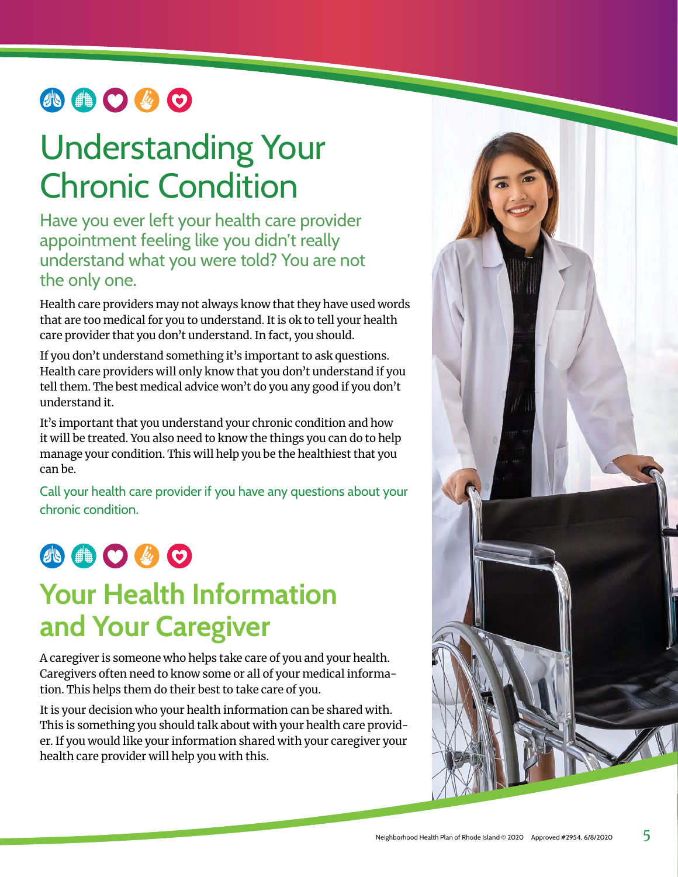# Understanding Your Chronic Condition

Have you ever left your health care provider appointment feeling like you didn't really understand what you were told? You are not the only one.

Health care providers may not always know that they have used words that are too medical for you to understand. It is ok to tell your health care provider that you don't understand. In fact, you should.

If you don't understand something it's important to ask questions. Health care providers will only know that you don't understand if you tell them. The best medical advice won't do you any good if you don't understand it.

It's important that you understand your chronic condition and how it will be treated. You also need to know the things you can do to help manage your condition. This will help you be the healthiest that you can be.

Call your health care provider if you have any questions about your chronic condition.

# Your Health Information and Your Caregiver

A caregiver is someone who helps take care of you and your health. Caregivers often need to know some or all of your medical information. This helps them do their best to take care of you.

It is your decision who your health information can be shared with. This is something you should talk about with your health care provider. If you would like your information shared with your caregiver your health care provider will help you with this.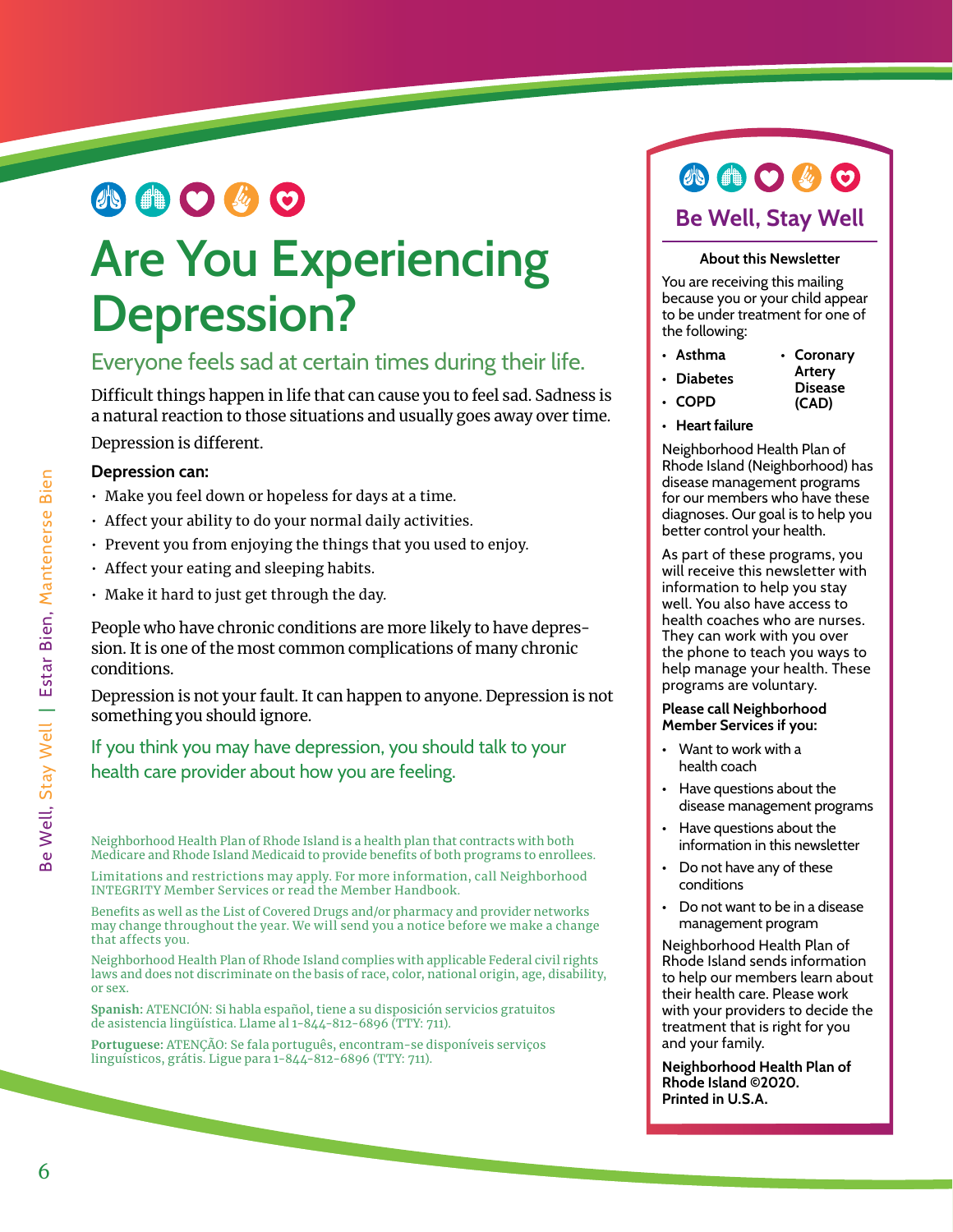# Are You Experiencing Depression?

## Everyone feels sad at certain times during their life.

Difficult things happen in life that can cause you to feel sad. Sadness is a natural reaction to those situations and usually goes away over time.

Depression is different.

**Depression can:**

- Make you feel down or hopeless for days at a time.
- Affect your ability to do your normal daily activities.
- Prevent you from enjoying the things that you used to enjoy.
- Affect your eating and sleeping habits.
- Make it hard to just get through the day.

People who have chronic conditions are more likely to have depression. It is one of the most common complications of many chronic conditions.

Depression is not your fault. It can happen to anyone. Depression is not something you should ignore.

If you think you may have depression, you should talk to your health care provider about how you are feeling.

Neighborhood Health Plan of Rhode Island is a health plan that contracts with both Medicare and Rhode Island Medicaid to provide benefits of both programs to enrollees.

Limitations and restrictions may apply. For more information, call Neighborhood INTEGRITY Member Services or read the Member Handbook.

Benefits as well as the List of Covered Drugs and/or pharmacy and provider networks may change throughout the year. We will send you a notice before we make a change that affects you.

Neighborhood Health Plan of Rhode Island complies with applicable Federal civil rights laws and does not discriminate on the basis of race, color, national origin, age, disability, or sex.

**Spanish:** ATENCIÓN: Si habla español, tiene a su disposición servicios gratuitos de asistencia lingüística. Llame al 1-844-812-6896 (TTY: 711).

**Portuguese:** ATENÇÃO: Se fala português, encontram-se disponíveis serviços linguísticos, grátis. Ligue para 1-844-812-6896 (TTY: 711).

## Be Well, Stay Well

### About this Newsletter

You are receiving this mailing because you or your child appear to be under treatment for one of the following:

- **Asthma**
- **Diabetes**
- **COPD**
- **Heart failure**
- **Coronary Artery Disease (CAD)**

Neighborhood Health Plan of Rhode Island (Neighborhood) has disease management programs for our members who have these diagnoses. Our goal is to help you better control your health.

As part of these programs, you will receive this newsletter with information to help you stay well. You also have access to health coaches who are nurses. They can work with you over the phone to teach you ways to help manage your health. These programs are voluntary.

**Please call Neighborhood Member Services if you:**

- Want to work with a health coach
- Have questions about the disease management programs
- Have questions about the information in this newsletter
- Do not have any of these conditions
- Do not want to be in a disease management program

Neighborhood Health Plan of Rhode Island sends information to help our members learn about their health care. Please work with your providers to decide the treatment that is right for you and your family.

**Neighborhood Health Plan of Rhode Island ©2020.**
**Printed in U.S.A.**